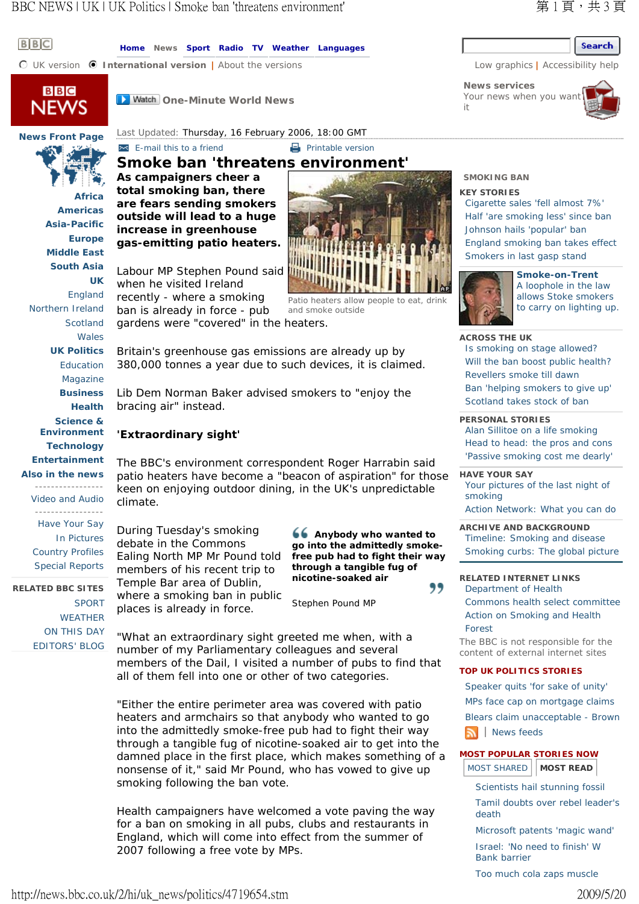# Smoke ban 'threatens environment'

Last Updated: Thursday, 16 February 2006, 18:00 GMT

**As campaigners cheer a total smoking ban, there are fears sending smokers outside will lead to a huge increase in greenhouse gas-emitting patio heaters.**

Patio heaters allow people to eat, drink and smoke outside

Labour MP Stephen Pound said when he visited Ireland recently - where a smoking ban is already in force - pub gardens were "covered" in the heaters.

Britain's greenhouse gas emissions are already up by 380,000 tonnes a year due to such devices, it is claimed.

Lib Dem Norman Baker advised smokers to "enjoy the bracing air" instead.

## 'Extraordinary sight'

The BBC's environment correspondent Roger Harrabin said patio heaters have become a "beacon of aspiration" for those keen on enjoying outdoor dining, in the UK's unpredictable climate.

During Tuesday's smoking debate in the Commons Ealing North MP Mr Pound told members of his recent trip to Temple Bar area of Dublin, where a smoking ban in public places is already in force.

> **Anybody who wanted to go into the admittedly smoke-free pub had to fight their way through a tangible fug of nicotine-soaked air**
>
> Stephen Pound MP

"What an extraordinary sight greeted me when, with a number of my Parliamentary colleagues and several members of the Dail, I visited a number of pubs to find that all of them fell into one or other of two categories.

"Either the entire perimeter area was covered with patio heaters and armchairs so that anybody who wanted to go into the admittedly smoke-free pub had to fight their way through a tangible fug of nicotine-soaked air to get into the damned place in the first place, which makes something of a nonsense of it," said Mr Pound, who has vowed to give up smoking following the ban vote.

Health campaigners have welcomed a vote paving the way for a ban on smoking in all pubs, clubs and restaurants in England, which will come into effect from the summer of 2007 following a free vote by MPs.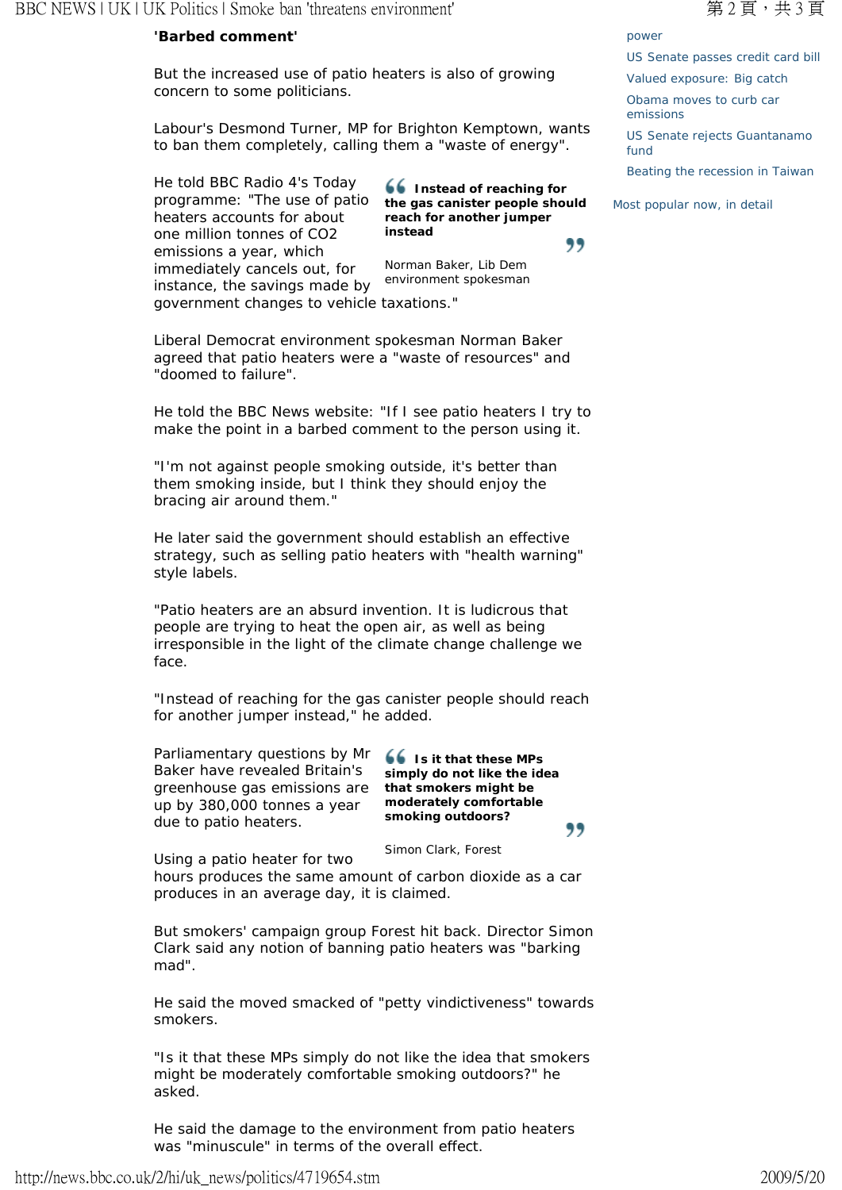**'Barbed comment'**

But the increased use of patio heaters is also of growing concern to some politicians.

Labour's Desmond Turner, MP for Brighton Kemptown, wants to ban them completely, calling them a "waste of energy".

He told BBC Radio 4's Today programme: "The use of patio heaters accounts for about one million tonnes of CO2 emissions a year, which immediately cancels out, for instance, the savings made by government changes to vehicle taxations."

> **Instead of reaching for the gas canister people should reach for another jumper instead**
>
> Norman Baker, Lib Dem environment spokesman

Liberal Democrat environment spokesman Norman Baker agreed that patio heaters were a "waste of resources" and "doomed to failure".

He told the BBC News website: "If I see patio heaters I try to make the point in a barbed comment to the person using it.

"I'm not against people smoking outside, it's better than them smoking inside, but I think they should enjoy the bracing air around them."

He later said the government should establish an effective strategy, such as selling patio heaters with "health warning" style labels.

"Patio heaters are an absurd invention. It is ludicrous that people are trying to heat the open air, as well as being irresponsible in the light of the climate change challenge we face.

"Instead of reaching for the gas canister people should reach for another jumper instead," he added.

Parliamentary questions by Mr Baker have revealed Britain's greenhouse gas emissions are up by 380,000 tonnes a year due to patio heaters.

> **Is it that these MPs simply do not like the idea that smokers might be moderately comfortable smoking outdoors?**
>
> Simon Clark, Forest

Using a patio heater for two hours produces the same amount of carbon dioxide as a car produces in an average day, it is claimed.

But smokers' campaign group Forest hit back. Director Simon Clark said any notion of banning patio heaters was "barking mad".

He said the moved smacked of "petty vindictiveness" towards smokers.

"Is it that these MPs simply do not like the idea that smokers might be moderately comfortable smoking outdoors?" he asked.

He said the damage to the environment from patio heaters was "minuscule" in terms of the overall effect.

power
US Senate passes credit card bill
Valued exposure: Big catch
Obama moves to curb car emissions
US Senate rejects Guantanamo fund
Beating the recession in Taiwan

Most popular now, in detail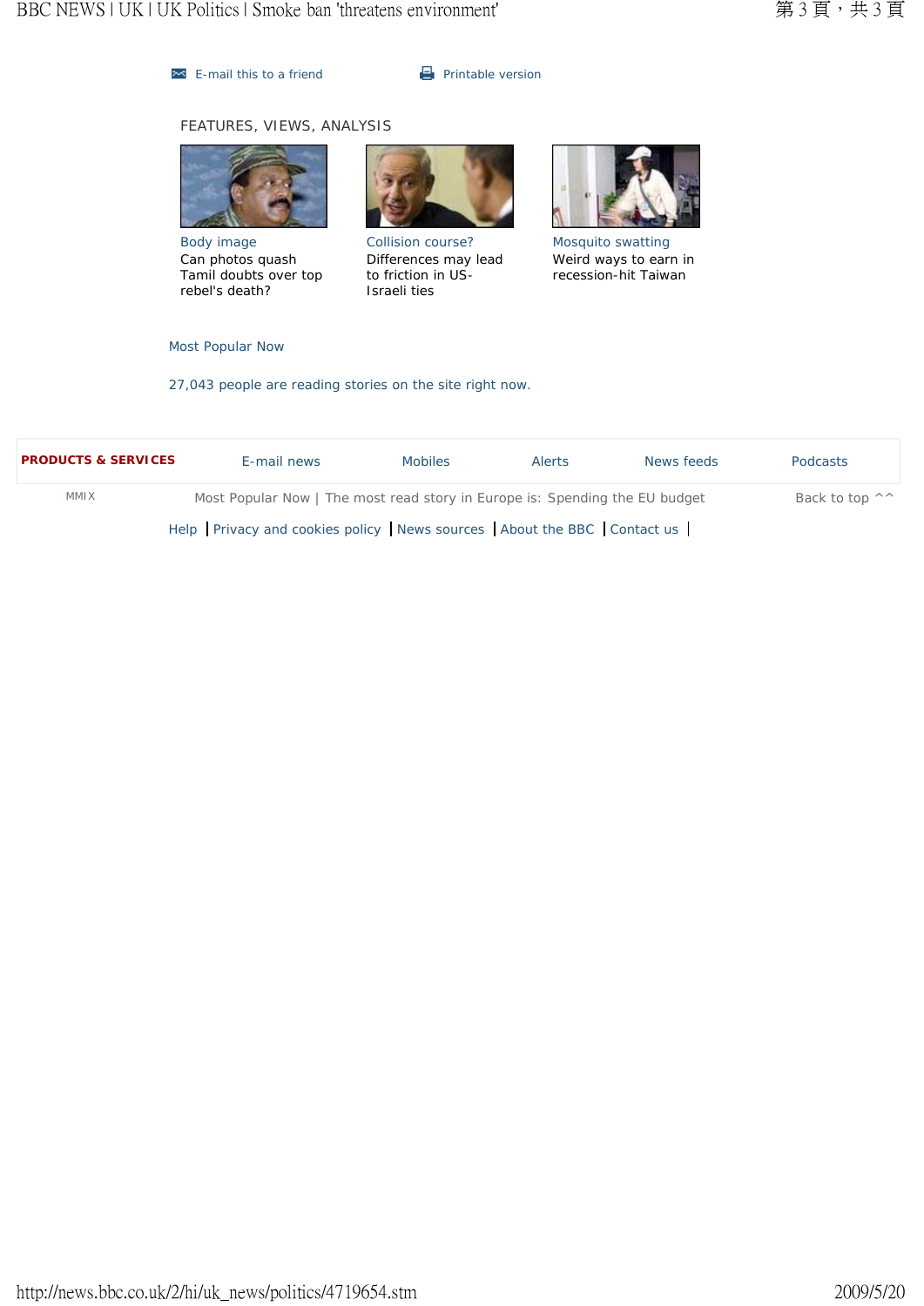E-mail this to a friend

Printable version

FEATURES, VIEWS, ANALYSIS

Body image
Can photos quash Tamil doubts over top rebel's death?

Collision course?
Differences may lead to friction in US-Israeli ties

Mosquito swatting
Weird ways to earn in recession-hit Taiwan

Most Popular Now

27,043 people are reading stories on the site right now.

| PRODUCTS & SERVICES | E-mail news | Mobiles | Alerts | News feeds | Podcasts |
|---|---|---|---|---|---|

MMIX

Most Popular Now | The most read story in Europe is: Spending the EU budget

Back to top ^^

Help | Privacy and cookies policy | News sources | About the BBC | Contact us |